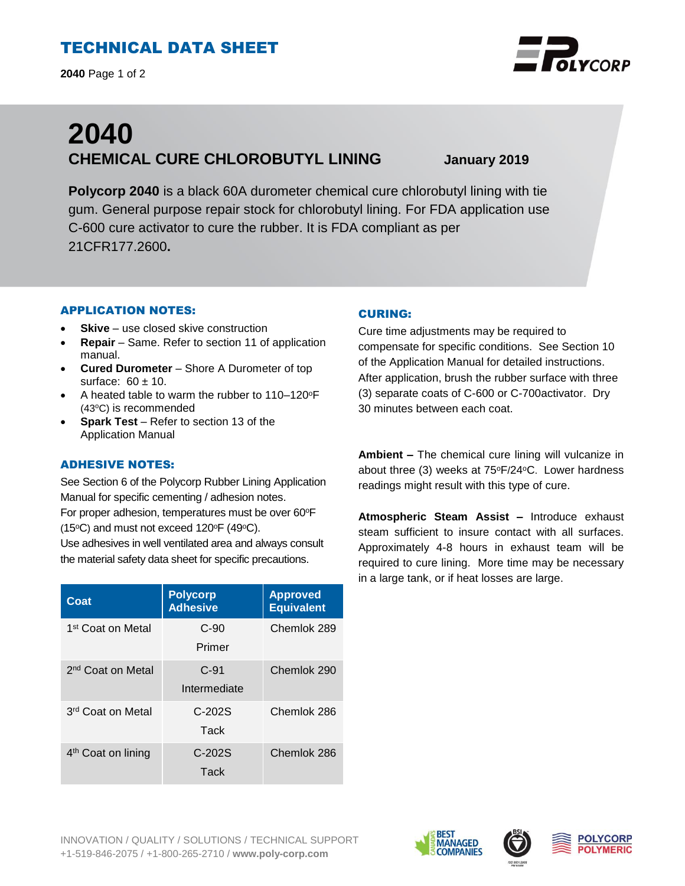# TECHNICAL DATA SHEET

# 2040

## CHEMICAL CURE CHLOROBUTYL LINING

**January 2019**

**Polycorp 2040** is a black 60A durometer chemical cure chlorobutyl lining with tie gum. General purpose repair stock for chlorobutyl lining. For FDA application use C-600 cure activator to cure the rubber. It is FDA compliant as per 21CFR177.2600**.**

### APPLICATION NOTES:

- **Skive** – use closed skive construction
- **Repair** – Same. Refer to section 11 of application manual.
- **Cured Durometer** – Shore A Durometer of top surface: 60 ± 10.
- A heated table to warm the rubber to 110–120°F (43°C) is recommended
- **Spark Test** – Refer to section 13 of the Application Manual

### ADHESIVE NOTES:

See Section 6 of the Polycorp Rubber Lining Application Manual for specific cementing / adhesion notes.
For proper adhesion, temperatures must be over 60°F (15°C) and must not exceed 120°F (49°C).
Use adhesives in well ventilated area and always consult the material safety data sheet for specific precautions.

| Coat | Polycorp Adhesive | Approved Equivalent |
|---|---|---|
| 1st Coat on Metal | C-90 Primer | Chemlok 289 |
| 2nd Coat on Metal | C-91 Intermediate | Chemlok 290 |
| 3rd Coat on Metal | C-202S Tack | Chemlok 286 |
| 4th Coat on lining | C-202S Tack | Chemlok 286 |

### CURING:

Cure time adjustments may be required to compensate for specific conditions. See Section 10 of the Application Manual for detailed instructions. After application, brush the rubber surface with three (3) separate coats of C-600 or C-700activator. Dry 30 minutes between each coat.

**Ambient –** The chemical cure lining will vulcanize in about three (3) weeks at 75°F/24°C. Lower hardness readings might result with this type of cure.

**Atmospheric Steam Assist –** Introduce exhaust steam sufficient to insure contact with all surfaces. Approximately 4-8 hours in exhaust team will be required to cure lining. More time may be necessary in a large tank, or if heat losses are large.

INNOVATION / QUALITY / SOLUTIONS / TECHNICAL SUPPORT
+1-519-846-2075 / +1-800-265-2710 / **www.poly-corp.com**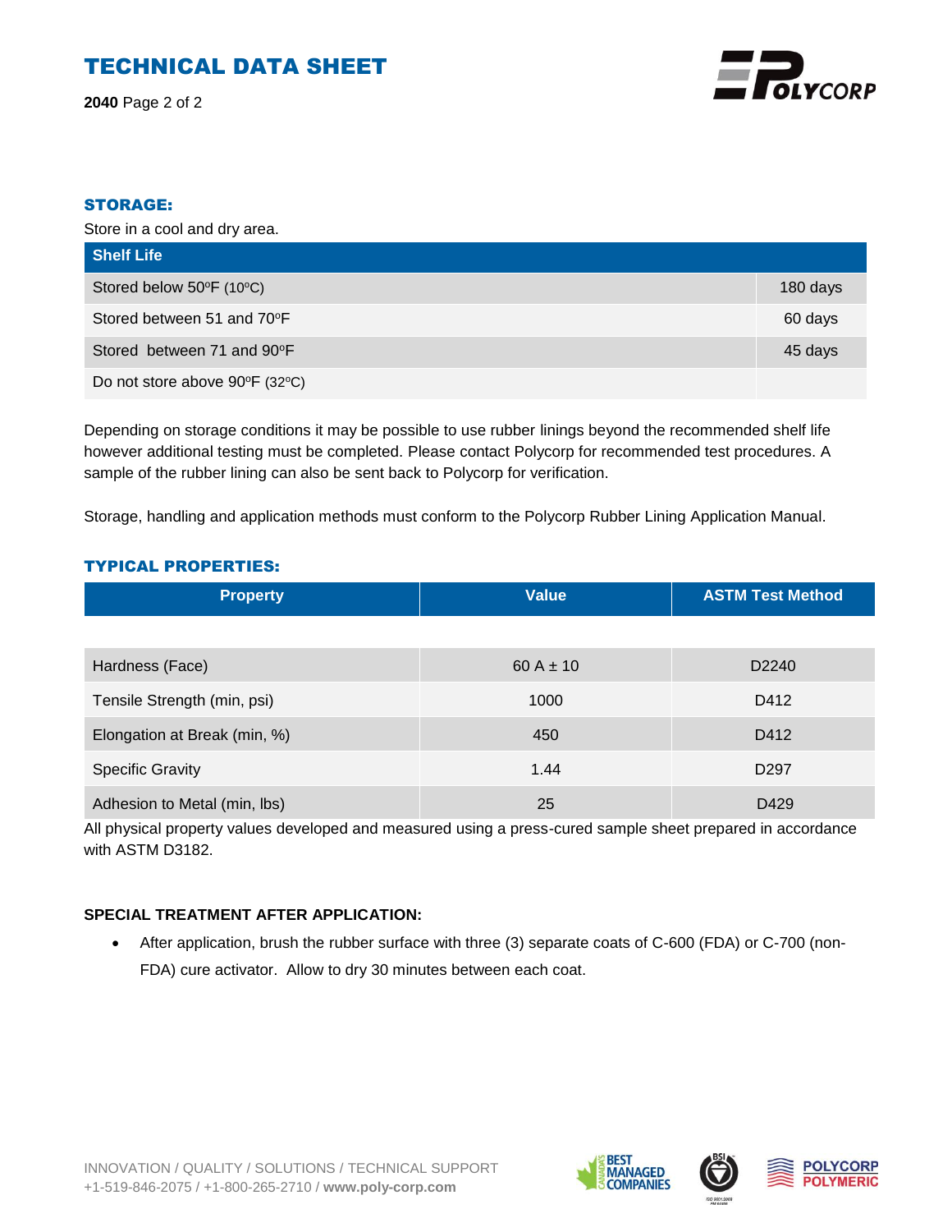## STORAGE:

Store in a cool and dry area.

| Shelf Life | |
|---|---|
| Stored below 50ºF (10ºC) | 180 days |
| Stored between 51 and 70ºF | 60 days |
| Stored between 71 and 90ºF | 45 days |
| Do not store above 90ºF (32ºC) | |

Depending on storage conditions it may be possible to use rubber linings beyond the recommended shelf life however additional testing must be completed. Please contact Polycorp for recommended test procedures. A sample of the rubber lining can also be sent back to Polycorp for verification.

Storage, handling and application methods must conform to the Polycorp Rubber Lining Application Manual.

## TYPICAL PROPERTIES:

| Property | Value | ASTM Test Method |
|---|---|---|
| Hardness (Face) | 60 A ± 10 | D2240 |
| Tensile Strength (min, psi) | 1000 | D412 |
| Elongation at Break (min, %) | 450 | D412 |
| Specific Gravity | 1.44 | D297 |
| Adhesion to Metal (min, lbs) | 25 | D429 |

All physical property values developed and measured using a press-cured sample sheet prepared in accordance with ASTM D3182.

**SPECIAL TREATMENT AFTER APPLICATION:**

- After application, brush the rubber surface with three (3) separate coats of C-600 (FDA) or C-700 (non-FDA) cure activator. Allow to dry 30 minutes between each coat.